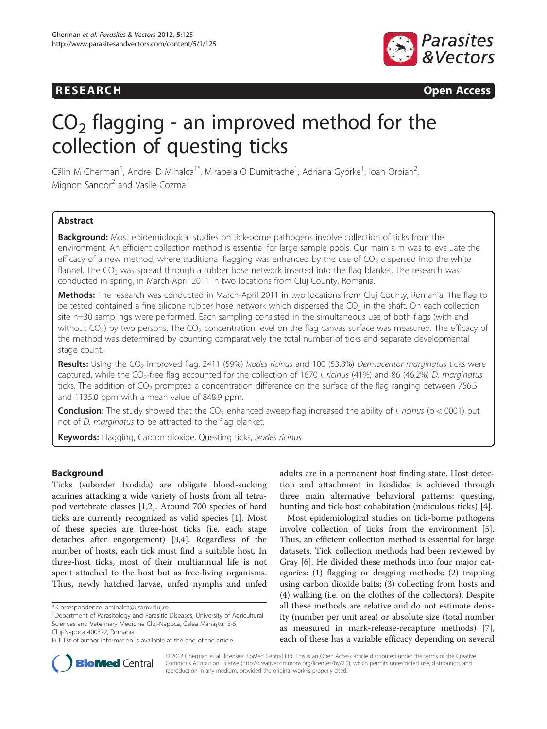RESEARCH Open Access

# $CO_2$ flagging - an improved method for the collection of questing ticks

Călin M Gherman[1], Andrei D Mihalca[1*], Mirabela O Dumitrache[1], Adriana Györke[1], Ioan Oroian[2], Mignon Sandor[2] and Vasile Cozma[1]

## Abstract

**Background:** Most epidemiological studies on tick-borne pathogens involve collection of ticks from the environment. An efficient collection method is essential for large sample pools. Our main aim was to evaluate the efficacy of a new method, where traditional flagging was enhanced by the use of $CO_2$ dispersed into the white flannel. The $CO_2$ was spread through a rubber hose network inserted into the flag blanket. The research was conducted in spring, in March-April 2011 in two locations from Cluj County, Romania.

**Methods:** The research was conducted in March-April 2011 in two locations from Cluj County, Romania. The flag to be tested contained a fine silicone rubber hose network which dispersed the $CO_2$ in the shaft. On each collection site n=30 samplings were performed. Each sampling consisted in the simultaneous use of both flags (with and without $CO_2$) by two persons. The $CO_2$ concentration level on the flag canvas surface was measured. The efficacy of the method was determined by counting comparatively the total number of ticks and separate developmental stage count.

**Results:** Using the $CO_2$ improved flag, 2411 (59%) *Ixodes ricinus* and 100 (53.8%) *Dermacentor marginatus* ticks were captured, while the $CO_2$-free flag accounted for the collection of 1670 *I. ricinus* (41%) and 86 (46.2%) *D. marginatus* ticks. The addition of $CO_2$ prompted a concentration difference on the surface of the flag ranging between 756.5 and 1135.0 ppm with a mean value of 848.9 ppm.

**Conclusion:** The study showed that the $CO_2$ enhanced sweep flag increased the ability of *I. ricinus* ($p < 0001$) but not of *D. marginatus* to be attracted to the flag blanket.

**Keywords:** Flagging, Carbon dioxide, Questing ticks, *Ixodes ricinus*

## Background

Ticks (suborder Ixodida) are obligate blood-sucking acarines attacking a wide variety of hosts from all tetrapod vertebrate classes [1,2]. Around 700 species of hard ticks are currently recognized as valid species [1]. Most of these species are three-host ticks (i.e. each stage detaches after engorgement) [3,4]. Regardless of the number of hosts, each tick must find a suitable host. In three-host ticks, most of their multiannual life is not spent attached to the host but as free-living organisms. Thus, newly hatched larvae, unfed nymphs and unfed adults are in a permanent host finding state. Host detection and attachment in Ixodidae is achieved through three main alternative behavioral patterns: questing, hunting and tick-host cohabitation (nidiculous ticks) [4].

Most epidemiological studies on tick-borne pathogens involve collection of ticks from the environment [5]. Thus, an efficient collection method is essential for large datasets. Tick collection methods had been reviewed by Gray [6]. He divided these methods into four major categories: (1) flagging or dragging methods; (2) trapping using carbon dioxide baits; (3) collecting from hosts and (4) walking (i.e. on the clothes of the collectors). Despite all these methods are relative and do not estimate density (number per unit area) or absolute size (total number as measured in mark-release-recapture methods) [7], each of these has a variable efficacy depending on several

\* Correspondence: amihalca@usamvcluj.ro
[1]Department of Parasitology and Parasitic Diseases, University of Agricultural Sciences and Veterinary Medicine Cluj-Napoca, Calea Mănăştur 3-5, Cluj-Napoca 400372, Romania
Full list of author information is available at the end of the article

© 2012 Gherman et al.; licensee BioMed Central Ltd. This is an Open Access article distributed under the terms of the Creative Commons Attribution License (http://creativecommons.org/licenses/by/2.0), which permits unrestricted use, distribution, and reproduction in any medium, provided the original work is properly cited.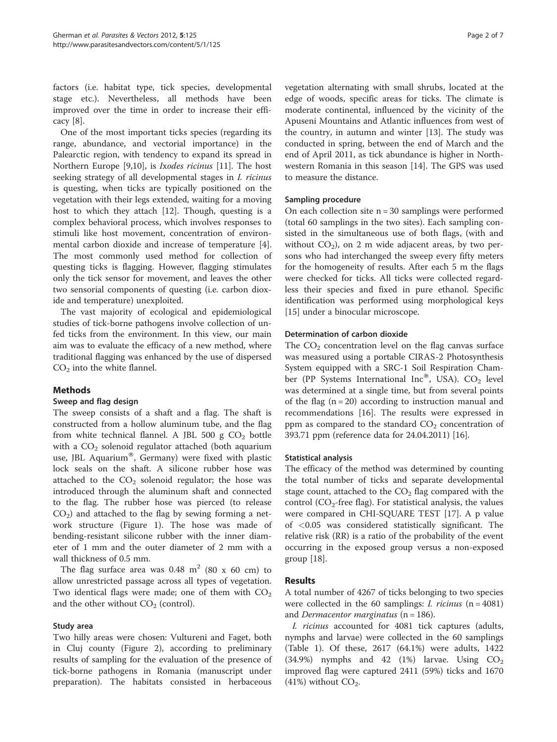factors (i.e. habitat type, tick species, developmental stage etc.). Nevertheless, all methods have been improved over the time in order to increase their efficacy [8].

One of the most important ticks species (regarding its range, abundance, and vectorial importance) in the Palearctic region, with tendency to expand its spread in Northern Europe [9,10], is *Ixodes ricinus* [11]. The host seeking strategy of all developmental stages in *I. ricinus* is questing, when ticks are typically positioned on the vegetation with their legs extended, waiting for a moving host to which they attach [12]. Though, questing is a complex behavioral process, which involves responses to stimuli like host movement, concentration of environmental carbon dioxide and increase of temperature [4]. The most commonly used method for collection of questing ticks is flagging. However, flagging stimulates only the tick sensor for movement, and leaves the other two sensorial components of questing (i.e. carbon dioxide and temperature) unexploited.

The vast majority of ecological and epidemiological studies of tick-borne pathogens involve collection of unfed ticks from the environment. In this view, our main aim was to evaluate the efficacy of a new method, where traditional flagging was enhanced by the use of dispersed $CO_2$ into the white flannel.

## Methods

### Sweep and flag design

The sweep consists of a shaft and a flag. The shaft is constructed from a hollow aluminum tube, and the flag from white technical flannel. A JBL 500 g $CO_2$ bottle with a $CO_2$ solenoid regulator attached (both aquarium use, JBL Aquarium®, Germany) were fixed with plastic lock seals on the shaft. A silicone rubber hose was attached to the $CO_2$ solenoid regulator; the hose was introduced through the aluminum shaft and connected to the flag. The rubber hose was pierced (to release $CO_2$) and attached to the flag by sewing forming a network structure (Figure 1). The hose was made of bending-resistant silicone rubber with the inner diameter of 1 mm and the outer diameter of 2 mm with a wall thickness of 0.5 mm.

The flag surface area was 0.48 $m^2$ (80 x 60 cm) to allow unrestricted passage across all types of vegetation. Two identical flags were made; one of them with $CO_2$ and the other without $CO_2$ (control).

### Study area

Two hilly areas were chosen: Vultureni and Faget, both in Cluj county (Figure 2), according to preliminary results of sampling for the evaluation of the presence of tick-borne pathogens in Romania (manuscript under preparation). The habitats consisted in herbaceous vegetation alternating with small shrubs, located at the edge of woods, specific areas for ticks. The climate is moderate continental, influenced by the vicinity of the Apuseni Mountains and Atlantic influences from west of the country, in autumn and winter [13]. The study was conducted in spring, between the end of March and the end of April 2011, as tick abundance is higher in Northwestern Romania in this season [14]. The GPS was used to measure the distance.

### Sampling procedure

On each collection site n = 30 samplings were performed (total 60 samplings in the two sites). Each sampling consisted in the simultaneous use of both flags, (with and without $CO_2$), on 2 m wide adjacent areas, by two persons who had interchanged the sweep every fifty meters for the homogeneity of results. After each 5 m the flags were checked for ticks. All ticks were collected regardless their species and fixed in pure ethanol. Specific identification was performed using morphological keys [15] under a binocular microscope.

### Determination of carbon dioxide

The $CO_2$ concentration level on the flag canvas surface was measured using a portable CIRAS-2 Photosynthesis System equipped with a SRC-1 Soil Respiration Chamber (PP Systems International Inc®, USA). $CO_2$ level was determined at a single time, but from several points of the flag (n = 20) according to instruction manual and recommendations [16]. The results were expressed in ppm as compared to the standard $CO_2$ concentration of 393.71 ppm (reference data for 24.04.2011) [16].

### Statistical analysis

The efficacy of the method was determined by counting the total number of ticks and separate developmental stage count, attached to the $CO_2$ flag compared with the control ($CO_2$-free flag). For statistical analysis, the values were compared in CHI-SQUARE TEST [17]. A p value of $<0.05$ was considered statistically significant. The relative risk (RR) is a ratio of the probability of the event occurring in the exposed group versus a non-exposed group [18].

## Results

A total number of 4267 of ticks belonging to two species were collected in the 60 samplings: *I. ricinus* (n = 4081) and *Dermacentor marginatus* (n = 186).

*I. ricinus* accounted for 4081 tick captures (adults, nymphs and larvae) were collected in the 60 samplings (Table 1). Of these, 2617 (64.1%) were adults, 1422 (34.9%) nymphs and 42 (1%) larvae. Using $CO_2$ improved flag were captured 2411 (59%) ticks and 1670 (41%) without $CO_2$.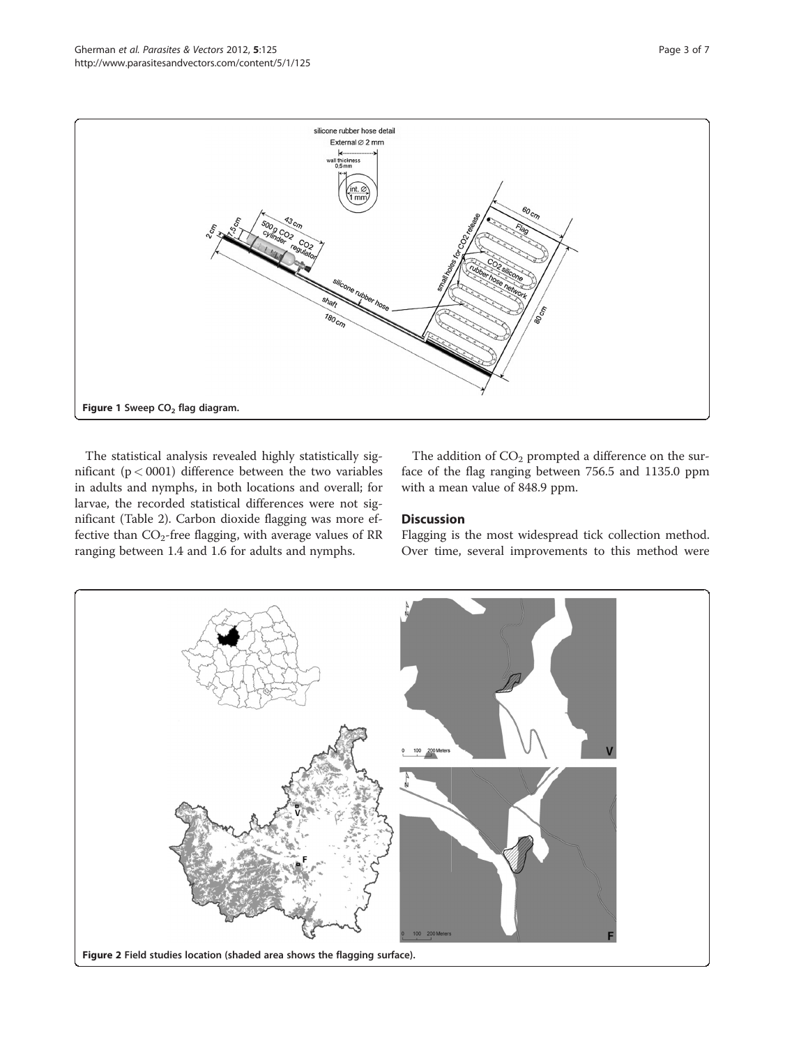Figure 1 Sweep $CO_2$ flag diagram.

The statistical analysis revealed highly statistically significant ($p < 0001$) difference between the two variables in adults and nymphs, in both locations and overall; for larvae, the recorded statistical differences were not significant (Table 2). Carbon dioxide flagging was more effective than $CO_2$-free flagging, with average values of RR ranging between 1.4 and 1.6 for adults and nymphs.

The addition of $CO_2$ prompted a difference on the surface of the flag ranging between 756.5 and 1135.0 ppm with a mean value of 848.9 ppm.

## Discussion

Flagging is the most widespread tick collection method. Over time, several improvements to this method were

Figure 2 Field studies location (shaded area shows the flagging surface).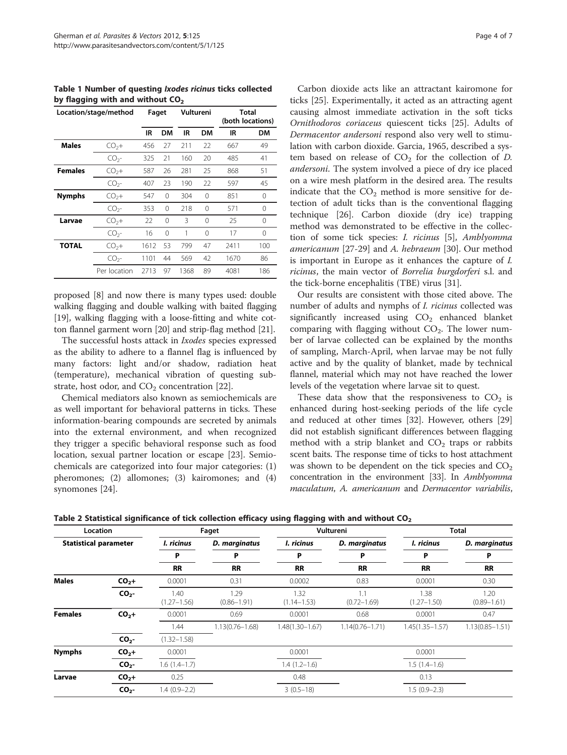**Table 1 Number of questing *Ixodes ricinus* ticks collected by flagging with and without $CO_2$**

| Location/stage/method | | Faget | | Vultureni | | Total (both locations) | |
|---|---|---|---|---|---|---|---|
| | | IR | DM | IR | DM | IR | DM |
| **Males** | $CO_2$+ | 456 | 27 | 211 | 22 | 667 | 49 |
| | $CO_2$- | 325 | 21 | 160 | 20 | 485 | 41 |
| **Females** | $CO_2$+ | 587 | 26 | 281 | 25 | 868 | 51 |
| | $CO_2$- | 407 | 23 | 190 | 22 | 597 | 45 |
| **Nymphs** | $CO_2$+ | 547 | 0 | 304 | 0 | 851 | 0 |
| | $CO_2$- | 353 | 0 | 218 | 0 | 571 | 0 |
| **Larvae** | $CO_2$+ | 22 | 0 | 3 | 0 | 25 | 0 |
| | $CO_2$- | 16 | 0 | 1 | 0 | 17 | 0 |
| **TOTAL** | $CO_2$+ | 1612 | 53 | 799 | 47 | 2411 | 100 |
| | $CO_2$- | 1101 | 44 | 569 | 42 | 1670 | 86 |
| | Per location | 2713 | 97 | 1368 | 89 | 4081 | 186 |

proposed [8] and now there is many types used: double walking flagging and double walking with baited flagging [19], walking flagging with a loose-fitting and white cotton flannel garment worn [20] and strip-flag method [21].

The successful hosts attack in *Ixodes* species expressed as the ability to adhere to a flannel flag is influenced by many factors: light and/or shadow, radiation heat (temperature), mechanical vibration of questing substrate, host odor, and $CO_2$ concentration [22].

Chemical mediators also known as semiochemicals are as well important for behavioral patterns in ticks. These information-bearing compounds are secreted by animals into the external environment, and when recognized they trigger a specific behavioral response such as food location, sexual partner location or escape [23]. Semiochemicals are categorized into four major categories: (1) pheromones; (2) allomones; (3) kairomones; and (4) synomones [24].

Carbon dioxide acts like an attractant kairomone for ticks [25]. Experimentally, it acted as an attracting agent causing almost immediate activation in the soft ticks *Ornithodoros coriaceus* quiescent ticks [25]. Adults of *Dermacentor andersoni* respond also very well to stimulation with carbon dioxide. Garcia, 1965, described a system based on release of $CO_2$ for the collection of *D. andersoni*. The system involved a piece of dry ice placed on a wire mesh platform in the desired area. The results indicate that the $CO_2$ method is more sensitive for detection of adult ticks than is the conventional flagging technique [26]. Carbon dioxide (dry ice) trapping method was demonstrated to be effective in the collection of some tick species: *I. ricinus* [5], *Amblyomma americanum* [27-29] and *A. hebraeum* [30]. Our method is important in Europe as it enhances the capture of *I. ricinus*, the main vector of *Borrelia burgdorferi* s.l. and the tick-borne encephalitis (TBE) virus [31].

Our results are consistent with those cited above. The number of adults and nymphs of *I. ricinus* collected was significantly increased using $CO_2$ enhanced blanket comparing with flagging without $CO_2$. The lower number of larvae collected can be explained by the months of sampling, March-April, when larvae may be not fully active and by the quality of blanket, made by technical flannel, material which may not have reached the lower levels of the vegetation where larvae sit to quest.

These data show that the responsiveness to $CO_2$ is enhanced during host-seeking periods of the life cycle and reduced at other times [32]. However, others [29] did not establish significant differences between flagging method with a strip blanket and $CO_2$ traps or rabbits scent baits. The response time of ticks to host attachment was shown to be dependent on the tick species and $CO_2$ concentration in the environment [33]. In *Amblyomma maculatum*, *A. americanum* and *Dermacentor variabilis*,

**Table 2 Statistical significance of tick collection efficacy using flagging with and without $CO_2$**

| Location | | Faget | | Vultureni | | Total | |
|---|---|---|---|---|---|---|---|
| **Statistical parameter** | | *I. ricinus* | *D. marginatus* | *I. ricinus* | *D. marginatus* | *I. ricinus* | *D. marginatus* |
| | | P | P | P | P | P | P |
| | | RR | RR | RR | RR | RR | RR |
| **Males** | $CO_2$+ | 0.0001 | 0.31 | 0.0002 | 0.83 | 0.0001 | 0.30 |
| | $CO_2$- | 1.40 (1.27–1.56) | 1.29 (0.86–1.91) | 1.32 (1.14–1.53) | 1.1 (0.72–1.69) | 1.38 (1.27–1.50) | 1.20 (0.89–1.61) |
| **Females** | $CO_2$+ | 0.0001 | 0.69 | 0.0001 | 0.68 | 0.0001 | 0.47 |
| | | 1.44 | 1.13(0.76–1.68) | 1.48(1.30–1.67) | 1.14(0.76–1.71) | 1.45(1.35–1.57) | 1.13(0.85–1.51) |
| | $CO_2$- | (1.32–1.58) | | | | | |
| **Nymphs** | $CO_2$+ | 0.0001 | | 0.0001 | | 0.0001 | |
| | $CO_2$- | 1.6 (1.4–1.7) | | 1.4 (1.2–1.6) | | 1.5 (1.4–1.6) | |
| **Larvae** | $CO_2$+ | 0.25 | | 0.48 | | 0.13 | |
| | $CO_2$- | 1.4 (0.9–2.2) | | 3 (0.5–18) | | 1.5 (0.9–2.3) | |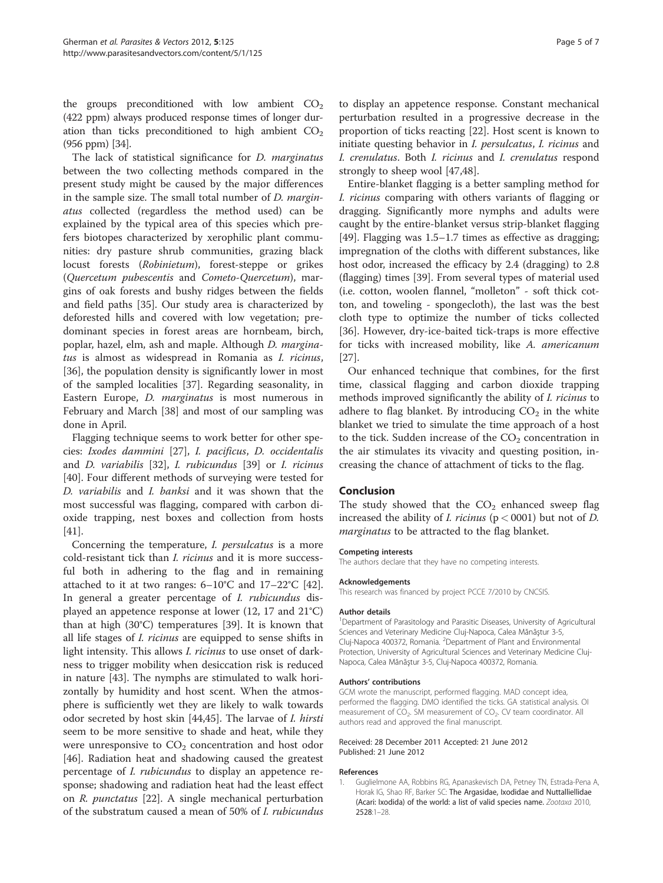the groups preconditioned with low ambient $CO_2$ (422 ppm) always produced response times of longer duration than ticks preconditioned to high ambient $CO_2$ (956 ppm) [34].

The lack of statistical significance for *D. marginatus* between the two collecting methods compared in the present study might be caused by the major differences in the sample size. The small total number of *D. marginatus* collected (regardless the method used) can be explained by the typical area of this species which prefers biotopes characterized by xerophilic plant communities: dry pasture shrub communities, grazing black locust forests (*Robinietum*), forest-steppe or grikes (*Quercetum pubescentis* and *Cometo-Quercetum*), margins of oak forests and bushy ridges between the fields and field paths [35]. Our study area is characterized by deforested hills and covered with low vegetation; predominant species in forest areas are hornbeam, birch, poplar, hazel, elm, ash and maple. Although *D. marginatus* is almost as widespread in Romania as *I. ricinus*, [36], the population density is significantly lower in most of the sampled localities [37]. Regarding seasonality, in Eastern Europe, *D. marginatus* is most numerous in February and March [38] and most of our sampling was done in April.

Flagging technique seems to work better for other species: *Ixodes dammini* [27], *I. pacificus*, *D. occidentalis* and *D. variabilis* [32], *I. rubicundus* [39] or *I. ricinus* [40]. Four different methods of surveying were tested for *D. variabilis* and *I. banksi* and it was shown that the most successful was flagging, compared with carbon dioxide trapping, nest boxes and collection from hosts [41].

Concerning the temperature, *I. persulcatus* is a more cold-resistant tick than *I. ricinus* and it is more successful both in adhering to the flag and in remaining attached to it at two ranges: 6–10°C and 17–22°C [42]. In general a greater percentage of *I. rubicundus* displayed an appetence response at lower (12, 17 and 21°C) than at high (30°C) temperatures [39]. It is known that all life stages of *I. ricinus* are equipped to sense shifts in light intensity. This allows *I. ricinus* to use onset of darkness to trigger mobility when desiccation risk is reduced in nature [43]. The nymphs are stimulated to walk horizontally by humidity and host scent. When the atmosphere is sufficiently wet they are likely to walk towards odor secreted by host skin [44,45]. The larvae of *I. hirsti* seem to be more sensitive to shade and heat, while they were unresponsive to $CO_2$ concentration and host odor [46]. Radiation heat and shadowing caused the greatest percentage of *I. rubicundus* to display an appetence response; shadowing and radiation heat had the least effect on *R. punctatus* [22]. A single mechanical perturbation of the substratum caused a mean of 50% of *I. rubicundus* to display an appetence response. Constant mechanical perturbation resulted in a progressive decrease in the proportion of ticks reacting [22]. Host scent is known to initiate questing behavior in *I. persulcatus*, *I. ricinus* and *I. crenulatus*. Both *I. ricinus* and *I. crenulatus* respond strongly to sheep wool [47,48].

Entire-blanket flagging is a better sampling method for *I. ricinus* comparing with others variants of flagging or dragging. Significantly more nymphs and adults were caught by the entire-blanket versus strip-blanket flagging [49]. Flagging was 1.5–1.7 times as effective as dragging; impregnation of the cloths with different substances, like host odor, increased the efficacy by 2.4 (dragging) to 2.8 (flagging) times [39]. From several types of material used (i.e. cotton, woolen flannel, "molleton" - soft thick cotton, and toweling - spongecloth), the last was the best cloth type to optimize the number of ticks collected [36]. However, dry-ice-baited tick-traps is more effective for ticks with increased mobility, like *A. americanum* [27].

Our enhanced technique that combines, for the first time, classical flagging and carbon dioxide trapping methods improved significantly the ability of *I. ricinus* to adhere to flag blanket. By introducing $CO_2$ in the white blanket we tried to simulate the time approach of a host to the tick. Sudden increase of the $CO_2$ concentration in the air stimulates its vivacity and questing position, increasing the chance of attachment of ticks to the flag.

## Conclusion

The study showed that the $CO_2$ enhanced sweep flag increased the ability of *I. ricinus* ($p < 0001$) but not of *D. marginatus* to be attracted to the flag blanket.

#### Competing interests
The authors declare that they have no competing interests.

#### Acknowledgements
This research was financed by project PCCE 7/2010 by CNCSIS.

#### Author details
[1]Department of Parasitology and Parasitic Diseases, University of Agricultural Sciences and Veterinary Medicine Cluj-Napoca, Calea Mănăştur 3-5, Cluj-Napoca 400372, Romania. [2]Department of Plant and Environmental Protection, University of Agricultural Sciences and Veterinary Medicine Cluj-Napoca, Calea Mănăştur 3-5, Cluj-Napoca 400372, Romania.

#### Authors' contributions
GCM wrote the manuscript, performed flagging. MAD concept idea, performed the flagging. DMO identified the ticks. GA statistical analysis. OI measurement of $CO_2$. SM measurement of $CO_2$. CV team coordinator. All authors read and approved the final manuscript.

Received: 28 December 2011 Accepted: 21 June 2012
Published: 21 June 2012

#### References

1. Guglielmone AA, Robbins RG, Apanaskevisch DA, Petney TN, Estrada-Pena A, Horak IG, Shao RF, Barker SC: **The Argasidae, Ixodidae and Nuttalliellidae (Acari: Ixodida) of the world: a list of valid species name.** *Zootaxa* 2010, **2528**:1–28.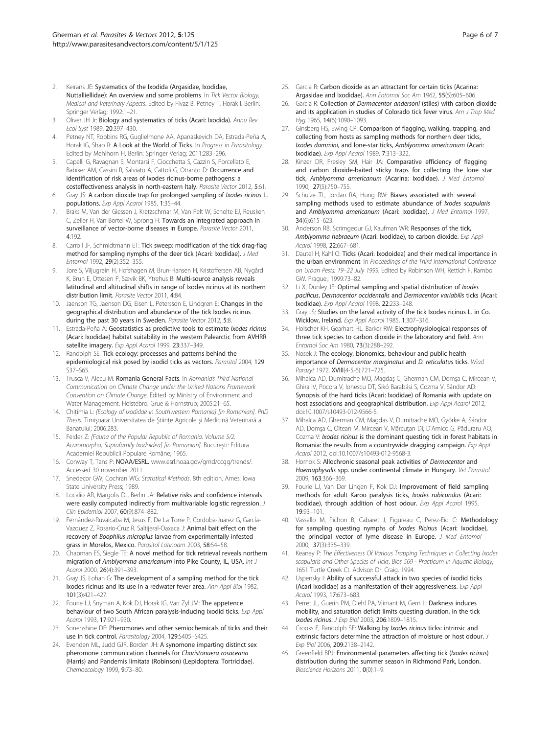2. Keirans JE: **Systematics of the Ixodida (Argasidae, Ixodidae, Nuttalliellidae): An overview and some problems**. In *Tick Vector Biology, Medical and Veterinary Aspects*. Edited by Fivaz B, Petney T, Horak I. Berlin: Springer Verlag; 1992:1–21.
3. Oliver JH Jr: **Biology and systematics of ticks (Acari: Ixodida).** *Annu Rev Ecol Syst* 1989, **20**:397–430.
4. Petney NT, Robbins RG, Guglielmone AA, Apanaskevich DA, Estrada-Peña A, Horak IG, Shao R: **A Look at the World of Ticks**. In *Progress in Parasitology*. Edited by Mehlhorn H. Berlin: Springer Verlag; 2011:283–296.
5. Capelli G, Ravagnan S, Montarsi F, Ciocchetta S, Cazzin S, Porcellato E, Babiker AM, Cassini R, Salviato A, Cattoli G, Otranto D: **Occurrence and identification of risk areas of Ixodes ricinus-borne pathogens: a costeffectiveness analysis in north-eastern Italy.** *Parasite Vector* 2012, **5**:61.
6. Gray JS: **A carbon dioxide trap for prolonged sampling of *Ixodes ricinus* L. populations.** *Exp Appl Acarol* 1985, **1**:35–44.
7. Braks M, Van der Giessen J, Kretzschmar M, Van Pelt W, Scholte EJ, Reusken C, Zeller H, Van Bortel W, Sprong H: **Towards an integrated approach in surveillance of vector-borne diseases in Europe.** *Parasite Vector* 2011, **4**:192.
8. Carroll JF, Schmidtmann ET: **Tick sweep: modification of the tick drag-flag method for sampling nymphs of the deer tick (Acari: Ixodidae).** *J Med Entomol* 1992, **29**(2):352–355.
9. Jore S, Viljugrein H, Hofshagen M, Brun-Hansen H, Kristoffersen AB, Nygård K, Brun E, Ottesen P, Sævik BK, Ytrehus B: **Multi-source analysis reveals latitudinal and altitudinal shifts in range of Ixodes ricinus at its northern distribution limit.** *Parasite Vector* 2011, **4**:84.
10. Jaenson TG, Jaenson DG, Eisen L, Petersson E, Lindgren E: **Changes in the geographical distribution and abundance of the tick Ixodes ricinus during the past 30 years in Sweden.** *Parasite Vector* 2012, **5**:8.
11. Estrada-Peña A: **Geostatistics as predictive tools to estimate *Ixodes ricinus* (Acari: Ixodidae) habitat suitability in the western Palearctic from AVHRR satellite imagery.** *Exp Appl Acarol* 1999, **23**:337–349.
12. Randolph SE: **Tick ecology: processes and patterns behind the epidemiological risk posed by ixodid ticks as vectors.** *Parasitol* 2004, **129**: S37–S65.
13. Trusca V, Alecu M: **Romania General Facts**. In *Romania's Third National Communication on Climate Change under the United Nations Framework Convention on Climate Change*. Edited by Ministry of Environment and Water Management. Holstebro: Grue & Hornstrup; 2005:21–65.
14. Chițimia L: *[Ecology of Ixodidae in Southwestern Romania] [in Romanian]. PhD Thesis*. Timișoara: Universitatea de Științe Agricole și Medicină Veterinară a Banatului; 2006:283.
15. Feider Z: *[Fauna of the Popular Republic of Romania. Volume 5/2. Acaromorpha, Suprafamily Ixodoidea] [in Romanian]*. București: Editura Academiei Republicii Populare Române; 1965.
16. Conway T, Tans P: **NOAA/ESRL.** www.esrl.noaa.gov/gmd/ccgg/trends/. Accessed 30 november 2011.
17. Snedecor GW, Cochran WG: *Statistical Methods*. 8th edition. Ames: Iowa State University Press; 1989.
18. Localio AR, Margolis DJ, Berlin JA: **Relative risks and confidence intervals were easily computed indirectly from multivariable logistic regression.** *J Clin Epidemiol* 2007, **60**(9):874–882.
19. Fernández-Ruvalcaba M, Jesus F, De La Torre P, Cordoba-Juarez G, García-Vazquez Z, Rosario-Cruz R, Saltijeral-Oaxaca J: **Animal bait effect on the recovery of *Boophilus microplus* larvae from experimentally infested grass in Morelos, Mexico.** *Parasitol Latinoam* 2003, **58**:54–58.
20. Chapman ES, Siegle TE: **A novel method for tick retrieval reveals northern migration of *Amblyomma americanum* into Pike County, IL, USA.** *Int J Acarol* 2000, **26**(4):391–393.
21. Gray JS, Lohan G: **The development of a sampling method for the tick Ixodes ricinus and its use in a redwater fever area.** *Ann Appl Biol* 1982, **101**(3):421–427.
22. Fourie LJ, Snyman A, Kok DJ, Horak IG, Van Zyl JM: **The appetence behaviour of two South African paralysis-inducing ixodid ticks.** *Exp Appl Acarol* 1993, **17**:921–930.
23. Sonenshine DE: **Pheromones and other semiochemicals of ticks and their use in tick control.** *Parasitology* 2004, **129**:S405–S425.
24. Evenden ML, Judd GJR, Borden JH: **A synomone imparting distinct sex pheromone communication channels for *Choristonuera rosaceana* (Harris) and Pandemis limitata (Robinson) (Lepidoptera: Tortricidae).** *Chemoecology* 1999, **9**:73–80.
25. Garcia R: **Carbon dioxide as an attractant for certain ticks (Acarina: Argasidae and Ixodidae).** *Ann Entomol Soc Am* 1962, **55**(5):605–606.
26. Garcia R: **Collection of *Dermacentor andersoni* (stiles) with carbon dioxide and its application in studies of Colorado tick fever virus.** *Am J Trop Med Hyg* 1965, **14**(6):1090–1093.
27. Ginsberg HS, Ewing CP: **Comparison of flagging, walking, trapping, and collecting from hosts as sampling methods for northern deer ticks, *Ixodes dammini*, and lone-star ticks, *Amblyomma americanum* (Acari: Ixodidae).** *Exp Appl Acarol* 1989, **7**:313–322.
28. Kinzer DR, Presley SM, Hair JA: **Comparative efficiency of flagging and carbon dioxide-baited sticky traps for collecting the lone star tick, *Amblyomma americanum* (Acarina: Ixodidae).** *J Med Entomol* 1990, **27**(5):750–755.
29. Schulze TL, Jordan RA, Hung RW: **Biases associated with several sampling methods used to estimate abundance of *Ixodes scapularis* and *Amblyomma americanum* (Acari: Ixodidae).** *J Med Entomol* 1997, **34**(6):615–623.
30. Anderson RB, Scrimgeour GJ, Kaufman WR: **Responses of the tick, *Amblyomma hebraeum* (Acari: Ixodidae), to carbon dioxide.** *Exp Appl Acarol* 1998, **22**:667–681.
31. Dautel H, Kahl O: **Ticks (Acari: Ixodoidea) and their medical importance in the urban environment**. In *Proceedings of the Third International Conference on Urban Pests: 19–22 July 1999*. Edited by Robinson WH, Rettich F, Rambo GW. Prague:; 1999:73–82.
32. Li X, Dunley JE: **Optimal sampling and spatial distribution of *Ixodes pacificus*, *Dermacentor occidentalis* and *Dermacentor variabilis* ticks (Acari: Ixodidae).** *Exp Appl Acarol* 1998, **22**:233–248.
33. Gray JS: **Studies on the larval activity of the tick Ixodes ricinus L. in Co. Wicklow, Ireland.** *Exp Appl Acarol* 1985, **1**:307–316.
34. Holscher KH, Gearhart HL, Barker RW: **Electrophysiological responses of three tick species to carbon dioxide in the laboratory and field.** *Ann Entomol Soc Am* 1980, **73**(3):288–292.
35. Nosek J: **The ecology, bionomics, behaviour and public health importance of *Dermacentor marginatus* and *D. reticulatus* ticks.** *Wiad Parazyt* 1972, **XVIII**(4-5-6):721–725.
36. Mihalca AD, Dumitrache MO, Magdaş C, Gherman CM, Domşa C, Mircean V, Ghira IV, Pocora V, Ionescu DT, Sikó Barabási S, Cozma V, Sándor AD: **Synopsis of the hard ticks (Acari: Ixodidae) of Romania with update on host associations and geographical distribution.** *Exp Appl Acarol* 2012, doi:10.1007/s10493-012-9566-5.
37. Mihalca AD, Gherman CM, Magdas V, Dumitrache MO, Győrke A, Sándor AD, Domşa C, Oltean M, Mircean V, Mărcuţan DI, D'Amico G, Păduraru AO, Cozma V: ***Ixodes ricinus* is the dominant questing tick in forest habitats in Romania: the results from a countrywide dragging campaign.** *Exp Appl Acarol* 2012, doi:10.1007/s10493-012-9568-3.
38. Hornok S: **Allochronic seasonal peak activities of *Dermacentor* and *Haemaphysalis* spp. under continental climate in Hungary.** *Vet Parasitol* 2009, **163**:366–369.
39. Fourie LJ, Van Der Lingen F, Kok DJ: **Improvement of field sampling methods for adult Karoo paralysis ticks, *Ixodes rubicundus* (Acari: Ixodidae), through addition of host odour.** *Exp Appl Acarol* 1995, **19**:93–101.
40. Vassallo M, Pichon B, Cabaret J, Figureau C, Perez-Eid C: **Methodology for sampling questing nymphs of *Ixodes Ricinus* (Acari: Ixodidae), the principal vector of lyme disease in Europe.** *J Med Entomol* 2000, **37**(3):335–339.
41. Keaney P: *The Effectiveness Of Various Trapping Techniques In Collecting Ixodes scapularis and Other Species of Ticks*, *Bios 569 - Practicum in Aquatic Biology*, 1651 Turtle Creek Ct. Advisor: Dr. Craig. 1994.
42. Uspensky I: **Ability of successful attack in two species of ixodid ticks (Acari Ixodidae) as a manifestation of their aggressiveness.** *Exp Appl Acarol* 1993, **17**:673–683.
43. Perret JL, Guerin PM, Diehl PA, Vlimant M, Gern L: **Darkness induces mobility, and saturation deficit limits questing duration, in the tick *Ixodes ricinus*.** *J Exp Biol* 2003, **206**:1809–1815.
44. Crooks E, Randolph SE: **Walking by *Ixodes ricinus* ticks: intrinsic and extrinsic factors determine the attraction of moisture or host odour.** *J Exp Biol* 2006, **209**:2138–2142.
45. Greenfield BPJ: **Environmental parameters affecting tick (*Ixodes ricinus*) distribution during the summer season in Richmond Park, London.** *Bioscience Horizons* 2011, **0**(0):1–9.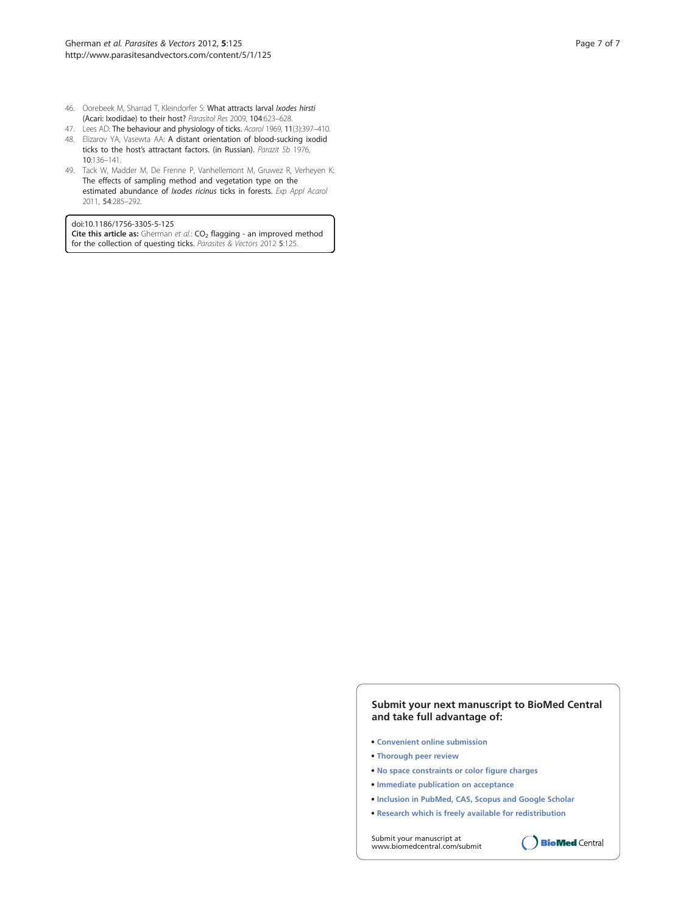46. Oorebeek M, Sharrad T, Kleindorfer S: **What attracts larval *Ixodes hirsti* (Acari: Ixodidae) to their host?** *Parasitol Res* 2009, **104**:623–628.
47. Lees AD: **The behaviour and physiology of ticks.** *Acarol* 1969, **11**(3):397–410.
48. Elizarov YA, Vasewta AA: **A distant orientation of blood-sucking ixodid ticks to the host's attractant factors. (in Russian).** *Parazit Sb* 1976, **10**:136–141.
49. Tack W, Madder M, De Frenne P, Vanhellemont M, Gruwez R, Verheyen K: **The effects of sampling method and vegetation type on the estimated abundance of *Ixodes ricinus* ticks in forests.** *Exp Appl Acarol* 2011, **54**:285–292.

doi:10.1186/1756-3305-5-125

**Cite this article as:** Gherman *et al.*: $CO_2$ flagging - an improved method for the collection of questing ticks. *Parasites & Vectors* 2012 **5**:125.

**Submit your next manuscript to BioMed Central and take full advantage of:**

- **Convenient online submission**
- **Thorough peer review**
- **No space constraints or color figure charges**
- **Immediate publication on acceptance**
- **Inclusion in PubMed, CAS, Scopus and Google Scholar**
- **Research which is freely available for redistribution**

Submit your manuscript at www.biomedcentral.com/submit

BioMed Central